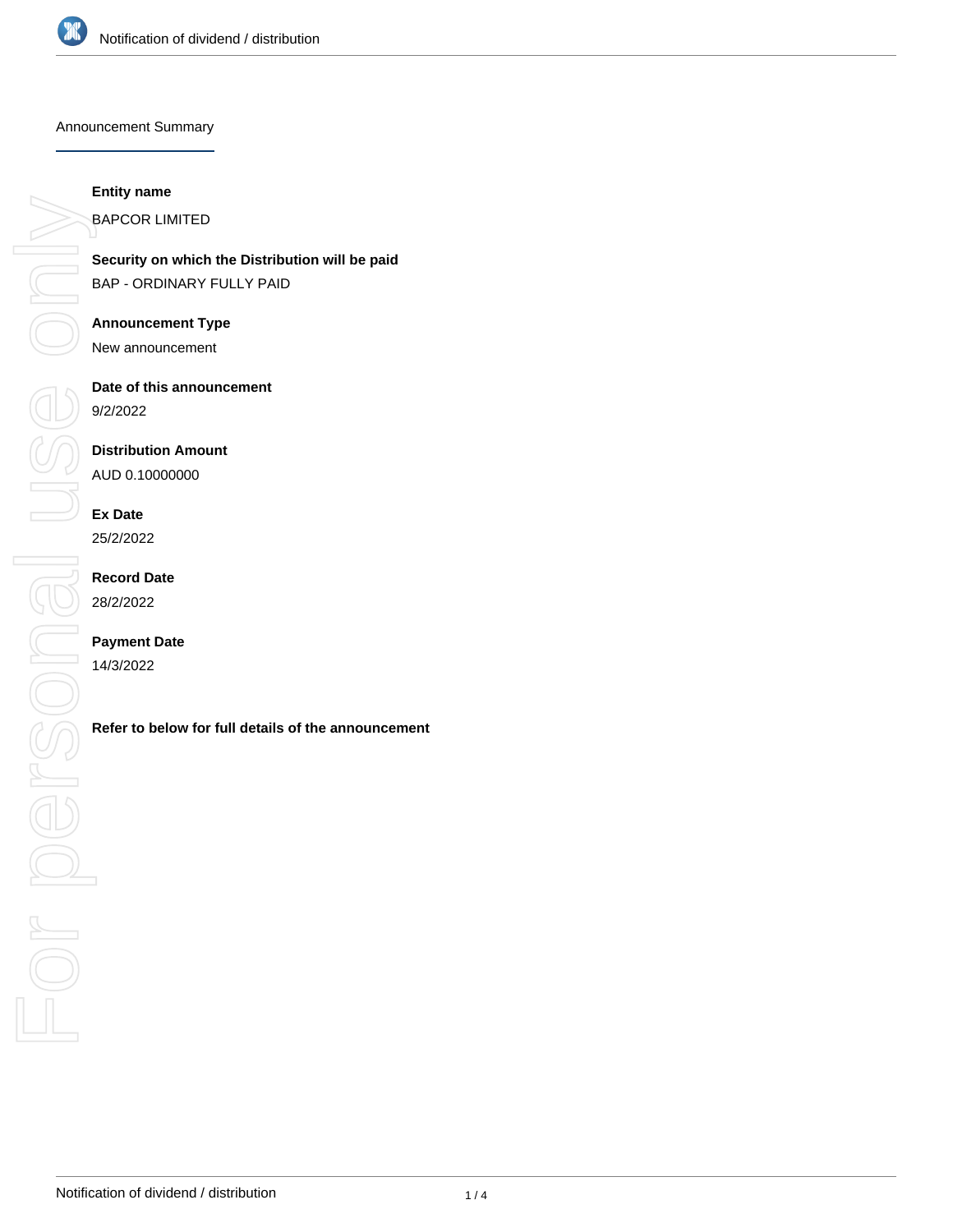# Notification of dividend / distribution

## Announcement Summary

**Entity name**

BAPCOR LIMITED

**Security on which the Distribution will be paid**

BAP - ORDINARY FULLY PAID

**Announcement Type**

New announcement

**Date of this announcement**

9/2/2022

**Distribution Amount**

AUD 0.10000000

**Ex Date**

25/2/2022

**Record Date**

28/2/2022

**Payment Date**

14/3/2022

**Refer to below for full details of the announcement**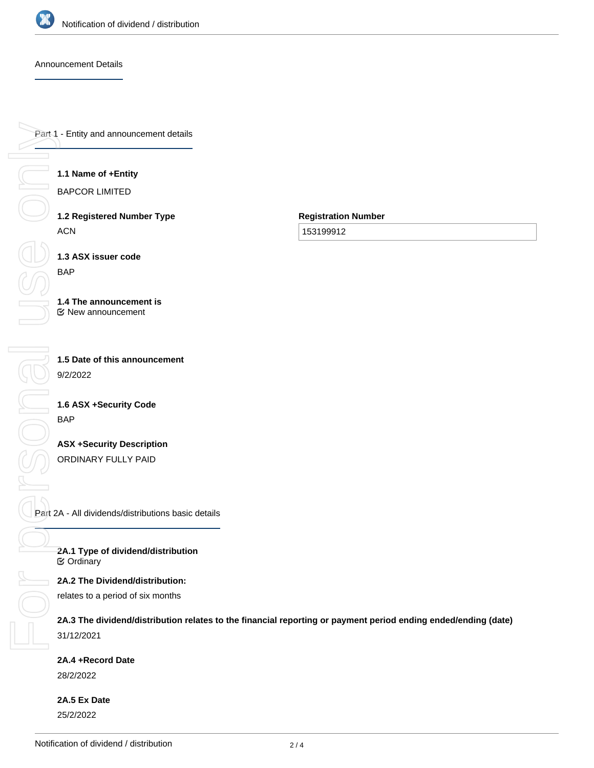Announcement Details

## Part 1 - Entity and announcement details

**1.1 Name of +Entity**

BAPCOR LIMITED

**1.2 Registered Number Type**

ACN

**Registration Number**

153199912

**1.3 ASX issuer code**

BAP

**1.4 The announcement is**

New announcement

**1.5 Date of this announcement**

9/2/2022

**1.6 ASX +Security Code**

BAP

**ASX +Security Description**

ORDINARY FULLY PAID

## Part 2A - All dividends/distributions basic details

**2A.1 Type of dividend/distribution**

Ordinary

**2A.2 The Dividend/distribution:**

relates to a period of six months

**2A.3 The dividend/distribution relates to the financial reporting or payment period ending ended/ending (date)**

31/12/2021

**2A.4 +Record Date**

28/2/2022

**2A.5 Ex Date**

25/2/2022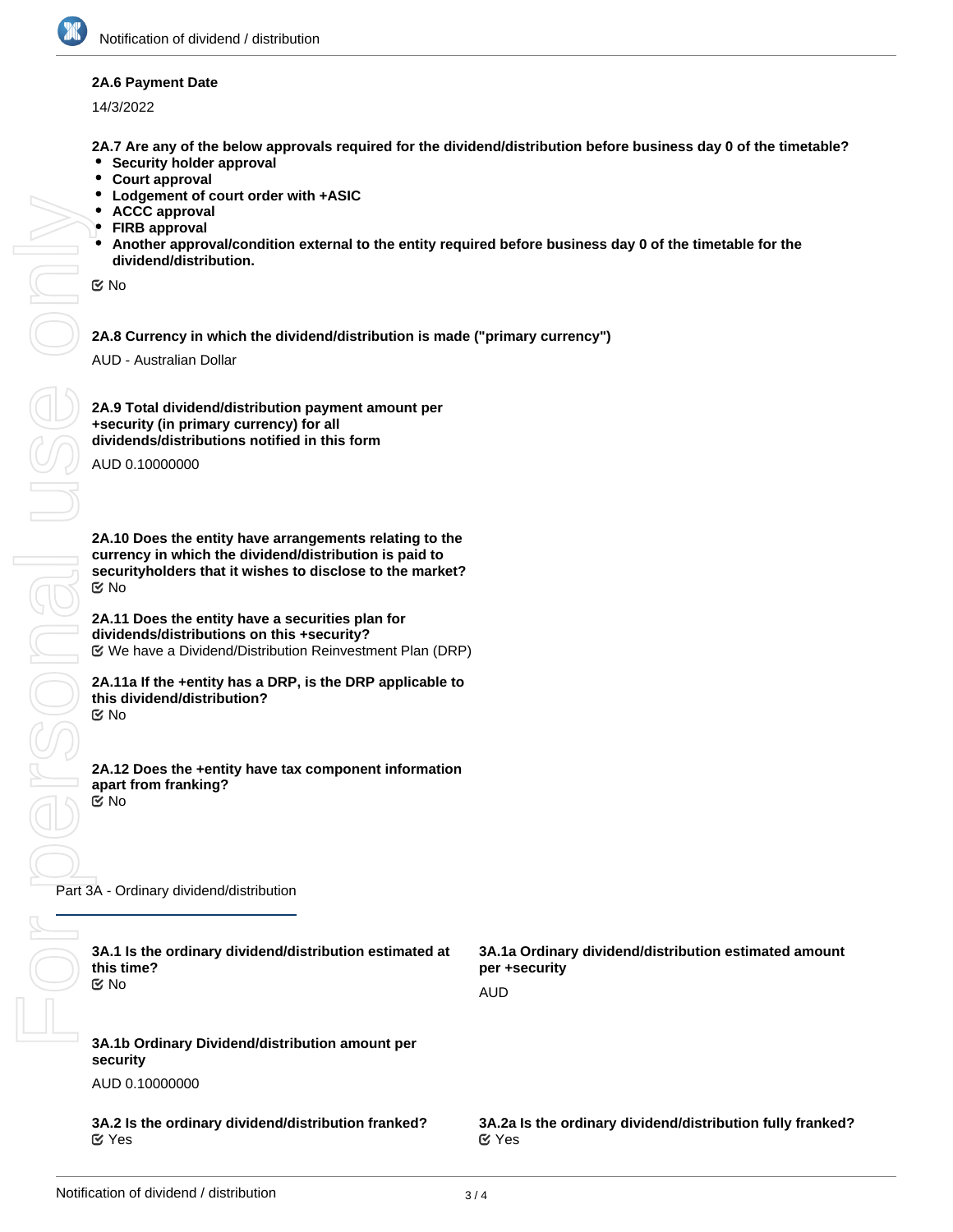**2A.6 Payment Date**

14/3/2022

**2A.7 Are any of the below approvals required for the dividend/distribution before business day 0 of the timetable?**

- **Security holder approval**
- **Court approval**
- **Lodgement of court order with +ASIC**
- **ACCC approval**
- **FIRB approval**
- **Another approval/condition external to the entity required before business day 0 of the timetable for the dividend/distribution.**

☑ No

**2A.8 Currency in which the dividend/distribution is made ("primary currency")**

AUD - Australian Dollar

**2A.9 Total dividend/distribution payment amount per +security (in primary currency) for all dividends/distributions notified in this form**

AUD 0.10000000

**2A.10 Does the entity have arrangements relating to the currency in which the dividend/distribution is paid to securityholders that it wishes to disclose to the market?**

☑ No

**2A.11 Does the entity have a securities plan for dividends/distributions on this +security?**

☑ We have a Dividend/Distribution Reinvestment Plan (DRP)

**2A.11a If the +entity has a DRP, is the DRP applicable to this dividend/distribution?**

☑ No

**2A.12 Does the +entity have tax component information apart from franking?**

☑ No

## Part 3A - Ordinary dividend/distribution

**3A.1 Is the ordinary dividend/distribution estimated at this time?**

☑ No

**3A.1a Ordinary dividend/distribution estimated amount per +security**

AUD

**3A.1b Ordinary Dividend/distribution amount per security**

AUD 0.10000000

**3A.2 Is the ordinary dividend/distribution franked?**

☑ Yes

**3A.2a Is the ordinary dividend/distribution fully franked?**

☑ Yes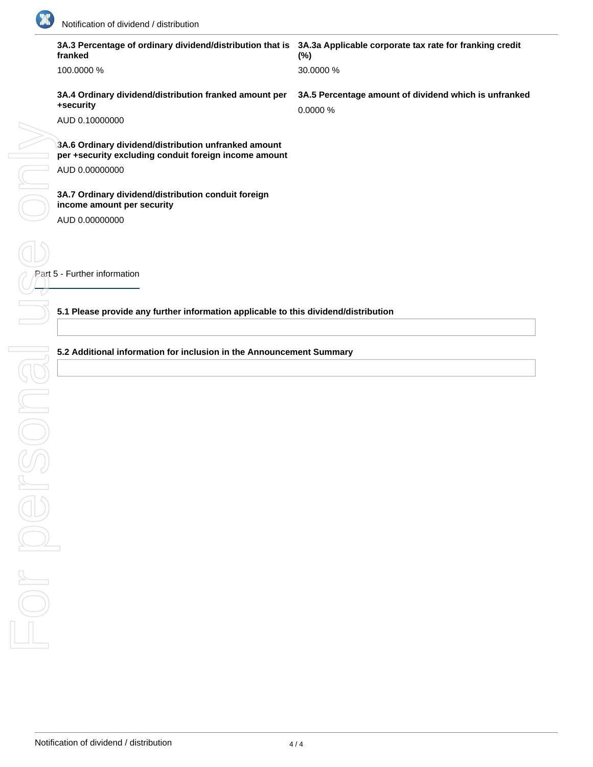**3A.3 Percentage of ordinary dividend/distribution that is franked**

100.0000 %

**3A.3a Applicable corporate tax rate for franking credit (%)**

30.0000 %

**3A.4 Ordinary dividend/distribution franked amount per +security**

AUD 0.10000000

**3A.5 Percentage amount of dividend which is unfranked**

0.0000 %

**3A.6 Ordinary dividend/distribution unfranked amount per +security excluding conduit foreign income amount**

AUD 0.00000000

**3A.7 Ordinary dividend/distribution conduit foreign income amount per security**

AUD 0.00000000

## Part 5 - Further information

**5.1 Please provide any further information applicable to this dividend/distribution**

**5.2 Additional information for inclusion in the Announcement Summary**